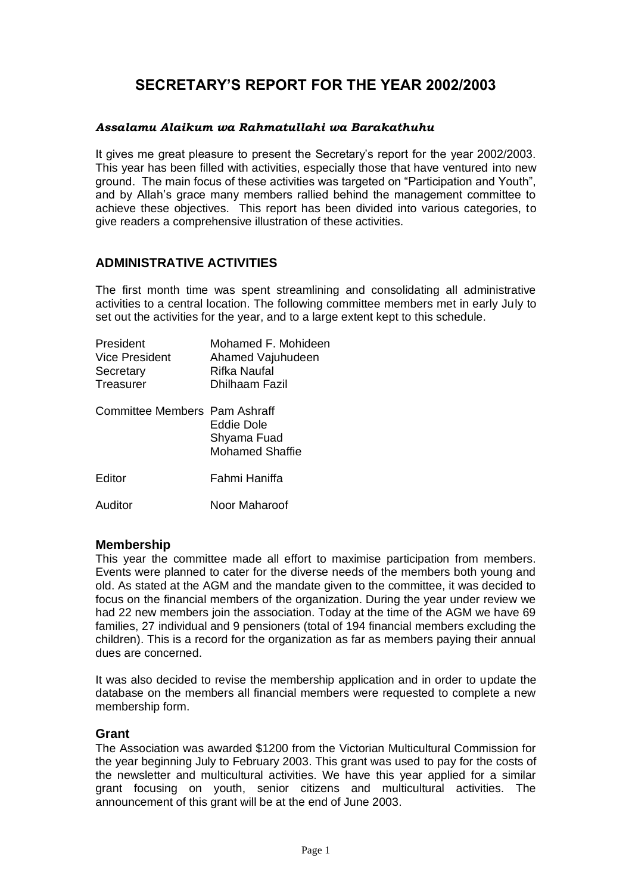# SECRETARY'S REPORT FOR THE YEAR 2002/2003

***Assalamu Alaikum wa Rahmatullahi wa Barakathuhu***

It gives me great pleasure to present the Secretary's report for the year 2002/2003. This year has been filled with activities, especially those that have ventured into new ground. The main focus of these activities was targeted on "Participation and Youth", and by Allah's grace many members rallied behind the management committee to achieve these objectives. This report has been divided into various categories, to give readers a comprehensive illustration of these activities.

## ADMINISTRATIVE ACTIVITIES

The first month time was spent streamlining and consolidating all administrative activities to a central location. The following committee members met in early July to set out the activities for the year, and to a large extent kept to this schedule.

| | |
|---|---|
| President | Mohamed F. Mohideen |
| Vice President | Ahamed Vajuhudeen |
| Secretary | Rifka Naufal |
| Treasurer | Dhilhaam Fazil |
| Committee Members | Pam Ashraff |
| | Eddie Dole |
| | Shyama Fuad |
| | Mohamed Shaffie |
| Editor | Fahmi Haniffa |
| Auditor | Noor Maharoof |

### Membership

This year the committee made all effort to maximise participation from members. Events were planned to cater for the diverse needs of the members both young and old. As stated at the AGM and the mandate given to the committee, it was decided to focus on the financial members of the organization. During the year under review we had 22 new members join the association. Today at the time of the AGM we have 69 families, 27 individual and 9 pensioners (total of 194 financial members excluding the children). This is a record for the organization as far as members paying their annual dues are concerned.

It was also decided to revise the membership application and in order to update the database on the members all financial members were requested to complete a new membership form.

### Grant

The Association was awarded \$1200 from the Victorian Multicultural Commission for the year beginning July to February 2003. This grant was used to pay for the costs of the newsletter and multicultural activities. We have this year applied for a similar grant focusing on youth, senior citizens and multicultural activities. The announcement of this grant will be at the end of June 2003.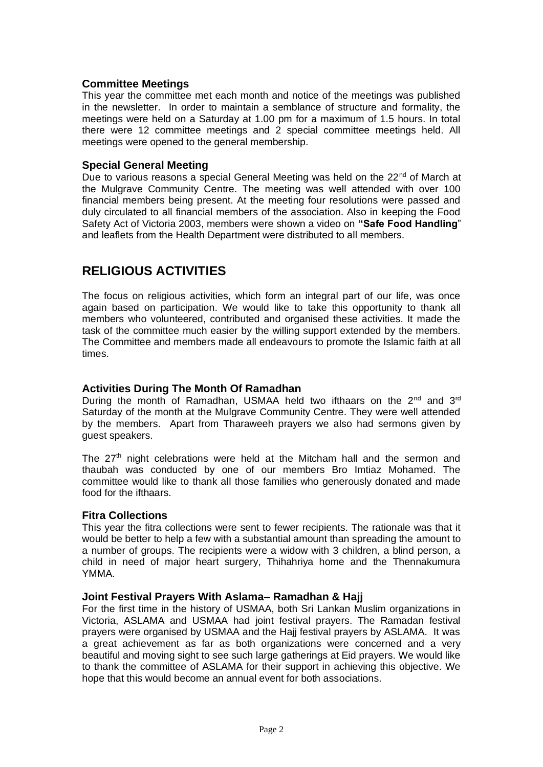### Committee Meetings

This year the committee met each month and notice of the meetings was published in the newsletter. In order to maintain a semblance of structure and formality, the meetings were held on a Saturday at 1.00 pm for a maximum of 1.5 hours. In total there were 12 committee meetings and 2 special committee meetings held. All meetings were opened to the general membership.

### Special General Meeting

Due to various reasons a special General Meeting was held on the 22nd of March at the Mulgrave Community Centre. The meeting was well attended with over 100 financial members being present. At the meeting four resolutions were passed and duly circulated to all financial members of the association. Also in keeping the Food Safety Act of Victoria 2003, members were shown a video on **"Safe Food Handling"** and leaflets from the Health Department were distributed to all members.

## RELIGIOUS ACTIVITIES

The focus on religious activities, which form an integral part of our life, was once again based on participation. We would like to take this opportunity to thank all members who volunteered, contributed and organised these activities. It made the task of the committee much easier by the willing support extended by the members. The Committee and members made all endeavours to promote the Islamic faith at all times.

### Activities During The Month Of Ramadhan

During the month of Ramadhan, USMAA held two ifthaars on the 2nd and 3rd Saturday of the month at the Mulgrave Community Centre. They were well attended by the members. Apart from Tharaweeh prayers we also had sermons given by guest speakers.

The 27th night celebrations were held at the Mitcham hall and the sermon and thaubah was conducted by one of our members Bro Imtiaz Mohamed. The committee would like to thank all those families who generously donated and made food for the ifthaars.

### Fitra Collections

This year the fitra collections were sent to fewer recipients. The rationale was that it would be better to help a few with a substantial amount than spreading the amount to a number of groups. The recipients were a widow with 3 children, a blind person, a child in need of major heart surgery, Thihahriya home and the Thennakumura YMMA.

### Joint Festival Prayers With Aslama– Ramadhan & Hajj

For the first time in the history of USMAA, both Sri Lankan Muslim organizations in Victoria, ASLAMA and USMAA had joint festival prayers. The Ramadan festival prayers were organised by USMAA and the Hajj festival prayers by ASLAMA. It was a great achievement as far as both organizations were concerned and a very beautiful and moving sight to see such large gatherings at Eid prayers. We would like to thank the committee of ASLAMA for their support in achieving this objective. We hope that this would become an annual event for both associations.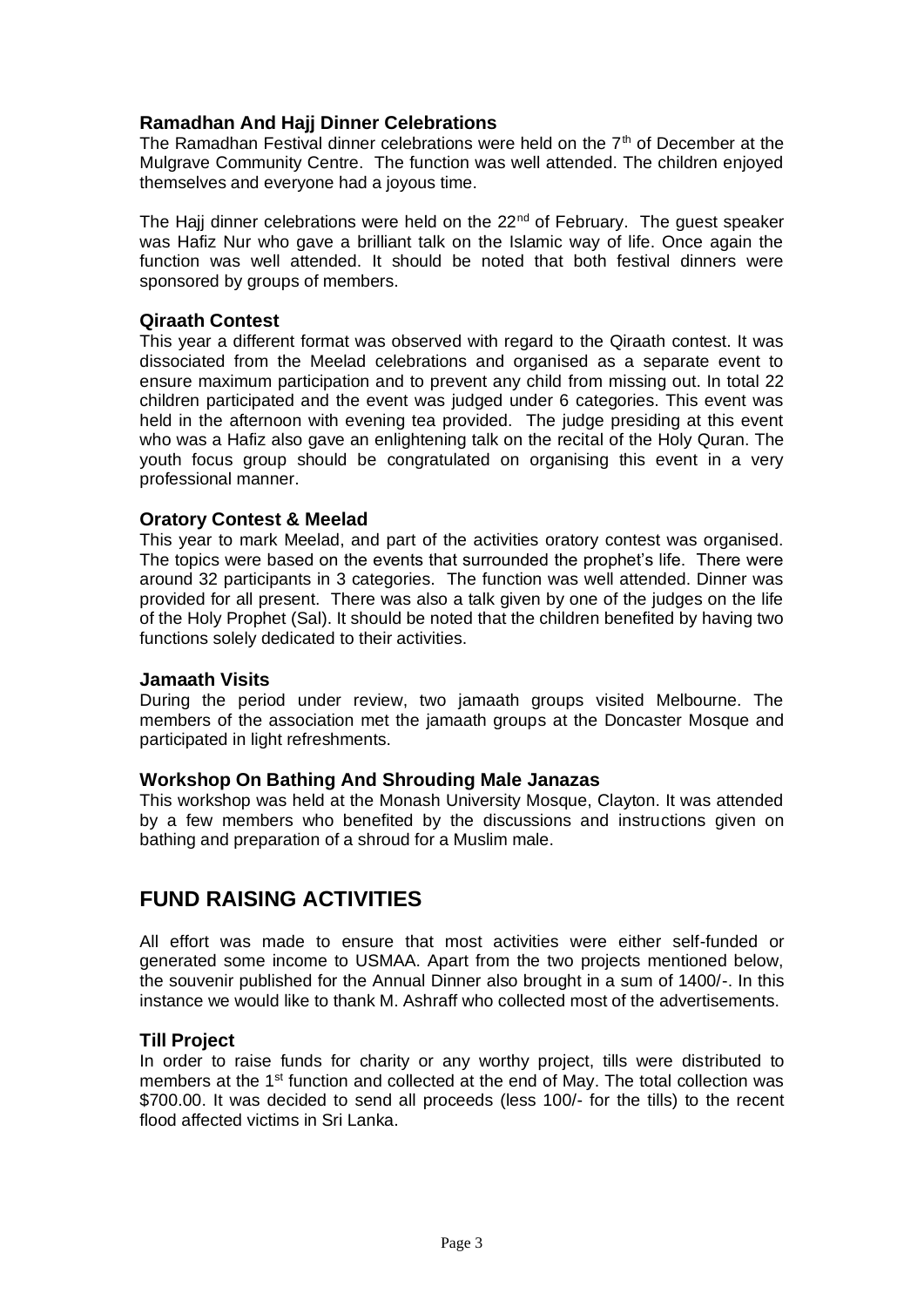### Ramadhan And Hajj Dinner Celebrations

The Ramadhan Festival dinner celebrations were held on the 7th of December at the Mulgrave Community Centre. The function was well attended. The children enjoyed themselves and everyone had a joyous time.

The Hajj dinner celebrations were held on the 22nd of February. The guest speaker was Hafiz Nur who gave a brilliant talk on the Islamic way of life. Once again the function was well attended. It should be noted that both festival dinners were sponsored by groups of members.

### Qiraath Contest

This year a different format was observed with regard to the Qiraath contest. It was dissociated from the Meelad celebrations and organised as a separate event to ensure maximum participation and to prevent any child from missing out. In total 22 children participated and the event was judged under 6 categories. This event was held in the afternoon with evening tea provided. The judge presiding at this event who was a Hafiz also gave an enlightening talk on the recital of the Holy Quran. The youth focus group should be congratulated on organising this event in a very professional manner.

### Oratory Contest & Meelad

This year to mark Meelad, and part of the activities oratory contest was organised. The topics were based on the events that surrounded the prophet's life. There were around 32 participants in 3 categories. The function was well attended. Dinner was provided for all present. There was also a talk given by one of the judges on the life of the Holy Prophet (Sal). It should be noted that the children benefited by having two functions solely dedicated to their activities.

### Jamaath Visits

During the period under review, two jamaath groups visited Melbourne. The members of the association met the jamaath groups at the Doncaster Mosque and participated in light refreshments.

### Workshop On Bathing And Shrouding Male Janazas

This workshop was held at the Monash University Mosque, Clayton. It was attended by a few members who benefited by the discussions and instructions given on bathing and preparation of a shroud for a Muslim male.

## FUND RAISING ACTIVITIES

All effort was made to ensure that most activities were either self-funded or generated some income to USMAA. Apart from the two projects mentioned below, the souvenir published for the Annual Dinner also brought in a sum of 1400/-. In this instance we would like to thank M. Ashraff who collected most of the advertisements.

### Till Project

In order to raise funds for charity or any worthy project, tills were distributed to members at the 1st function and collected at the end of May. The total collection was $700.00. It was decided to send all proceeds (less 100/- for the tills) to the recent flood affected victims in Sri Lanka.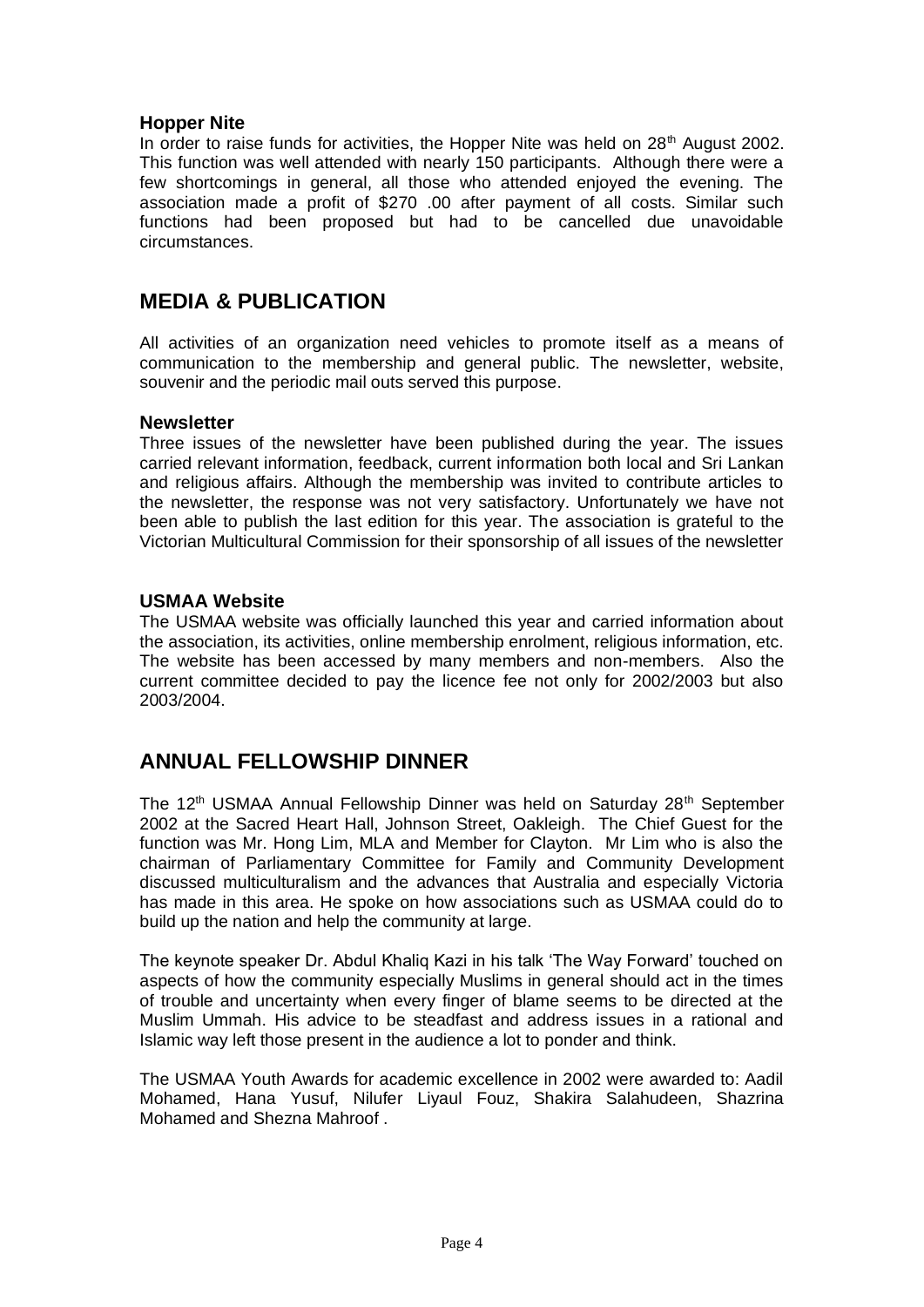### Hopper Nite

In order to raise funds for activities, the Hopper Nite was held on 28th August 2002. This function was well attended with nearly 150 participants. Although there were a few shortcomings in general, all those who attended enjoyed the evening. The association made a profit of $270 .00 after payment of all costs. Similar such functions had been proposed but had to be cancelled due unavoidable circumstances.

## MEDIA & PUBLICATION

All activities of an organization need vehicles to promote itself as a means of communication to the membership and general public. The newsletter, website, souvenir and the periodic mail outs served this purpose.

### Newsletter

Three issues of the newsletter have been published during the year. The issues carried relevant information, feedback, current information both local and Sri Lankan and religious affairs. Although the membership was invited to contribute articles to the newsletter, the response was not very satisfactory. Unfortunately we have not been able to publish the last edition for this year. The association is grateful to the Victorian Multicultural Commission for their sponsorship of all issues of the newsletter

### USMAA Website

The USMAA website was officially launched this year and carried information about the association, its activities, online membership enrolment, religious information, etc. The website has been accessed by many members and non-members. Also the current committee decided to pay the licence fee not only for 2002/2003 but also 2003/2004.

## ANNUAL FELLOWSHIP DINNER

The 12th USMAA Annual Fellowship Dinner was held on Saturday 28th September 2002 at the Sacred Heart Hall, Johnson Street, Oakleigh. The Chief Guest for the function was Mr. Hong Lim, MLA and Member for Clayton. Mr Lim who is also the chairman of Parliamentary Committee for Family and Community Development discussed multiculturalism and the advances that Australia and especially Victoria has made in this area. He spoke on how associations such as USMAA could do to build up the nation and help the community at large.

The keynote speaker Dr. Abdul Khaliq Kazi in his talk 'The Way Forward' touched on aspects of how the community especially Muslims in general should act in the times of trouble and uncertainty when every finger of blame seems to be directed at the Muslim Ummah. His advice to be steadfast and address issues in a rational and Islamic way left those present in the audience a lot to ponder and think.

The USMAA Youth Awards for academic excellence in 2002 were awarded to: Aadil Mohamed, Hana Yusuf, Nilufer Liyaul Fouz, Shakira Salahudeen, Shazrina Mohamed and Shezna Mahroof .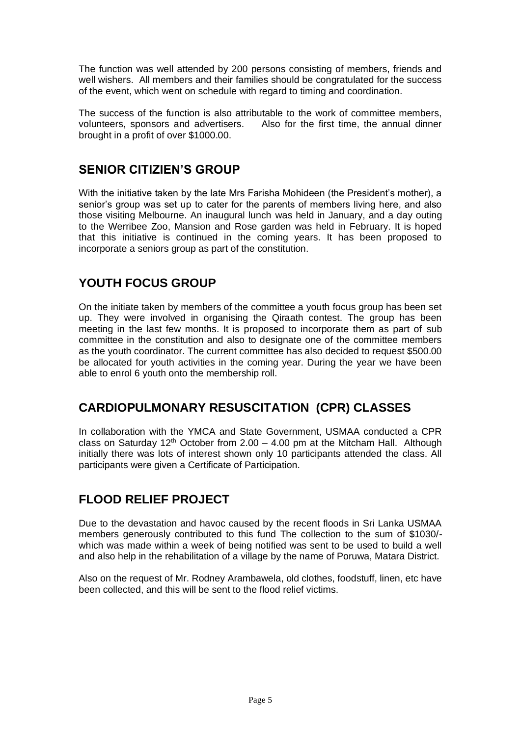The function was well attended by 200 persons consisting of members, friends and well wishers. All members and their families should be congratulated for the success of the event, which went on schedule with regard to timing and coordination.

The success of the function is also attributable to the work of committee members, volunteers, sponsors and advertisers. Also for the first time, the annual dinner brought in a profit of over $1000.00.

## SENIOR CITIZIEN'S GROUP

With the initiative taken by the late Mrs Farisha Mohideen (the President's mother), a senior's group was set up to cater for the parents of members living here, and also those visiting Melbourne. An inaugural lunch was held in January, and a day outing to the Werribee Zoo, Mansion and Rose garden was held in February. It is hoped that this initiative is continued in the coming years. It has been proposed to incorporate a seniors group as part of the constitution.

## YOUTH FOCUS GROUP

On the initiate taken by members of the committee a youth focus group has been set up. They were involved in organising the Qiraath contest. The group has been meeting in the last few months. It is proposed to incorporate them as part of sub committee in the constitution and also to designate one of the committee members as the youth coordinator. The current committee has also decided to request $500.00 be allocated for youth activities in the coming year. During the year we have been able to enrol 6 youth onto the membership roll.

## CARDIOPULMONARY RESUSCITATION (CPR) CLASSES

In collaboration with the YMCA and State Government, USMAA conducted a CPR class on Saturday 12th October from 2.00 – 4.00 pm at the Mitcham Hall. Although initially there was lots of interest shown only 10 participants attended the class. All participants were given a Certificate of Participation.

## FLOOD RELIEF PROJECT

Due to the devastation and havoc caused by the recent floods in Sri Lanka USMAA members generously contributed to this fund The collection to the sum of $1030/- which was made within a week of being notified was sent to be used to build a well and also help in the rehabilitation of a village by the name of Poruwa, Matara District.

Also on the request of Mr. Rodney Arambawela, old clothes, foodstuff, linen, etc have been collected, and this will be sent to the flood relief victims.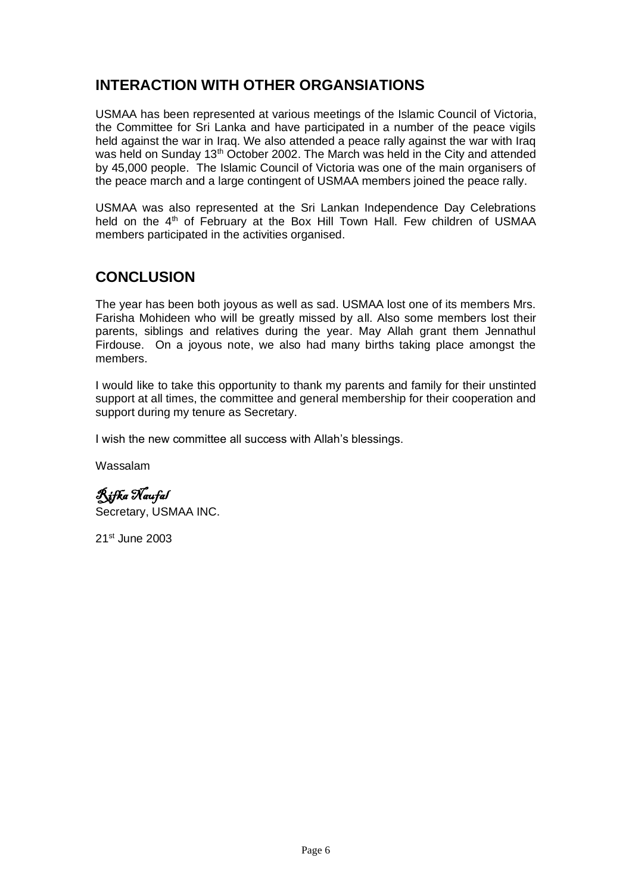## INTERACTION WITH OTHER ORGANSIATIONS

USMAA has been represented at various meetings of the Islamic Council of Victoria, the Committee for Sri Lanka and have participated in a number of the peace vigils held against the war in Iraq. We also attended a peace rally against the war with Iraq was held on Sunday 13th October 2002. The March was held in the City and attended by 45,000 people. The Islamic Council of Victoria was one of the main organisers of the peace march and a large contingent of USMAA members joined the peace rally.

USMAA was also represented at the Sri Lankan Independence Day Celebrations held on the 4th of February at the Box Hill Town Hall. Few children of USMAA members participated in the activities organised.

## CONCLUSION

The year has been both joyous as well as sad. USMAA lost one of its members Mrs. Farisha Mohideen who will be greatly missed by all. Also some members lost their parents, siblings and relatives during the year. May Allah grant them Jennathul Firdouse. On a joyous note, we also had many births taking place amongst the members.

I would like to take this opportunity to thank my parents and family for their unstinted support at all times, the committee and general membership for their cooperation and support during my tenure as Secretary.

I wish the new committee all success with Allah's blessings.

Wassalam

*Rifka Naufal*
Secretary, USMAA INC.

21st June 2003